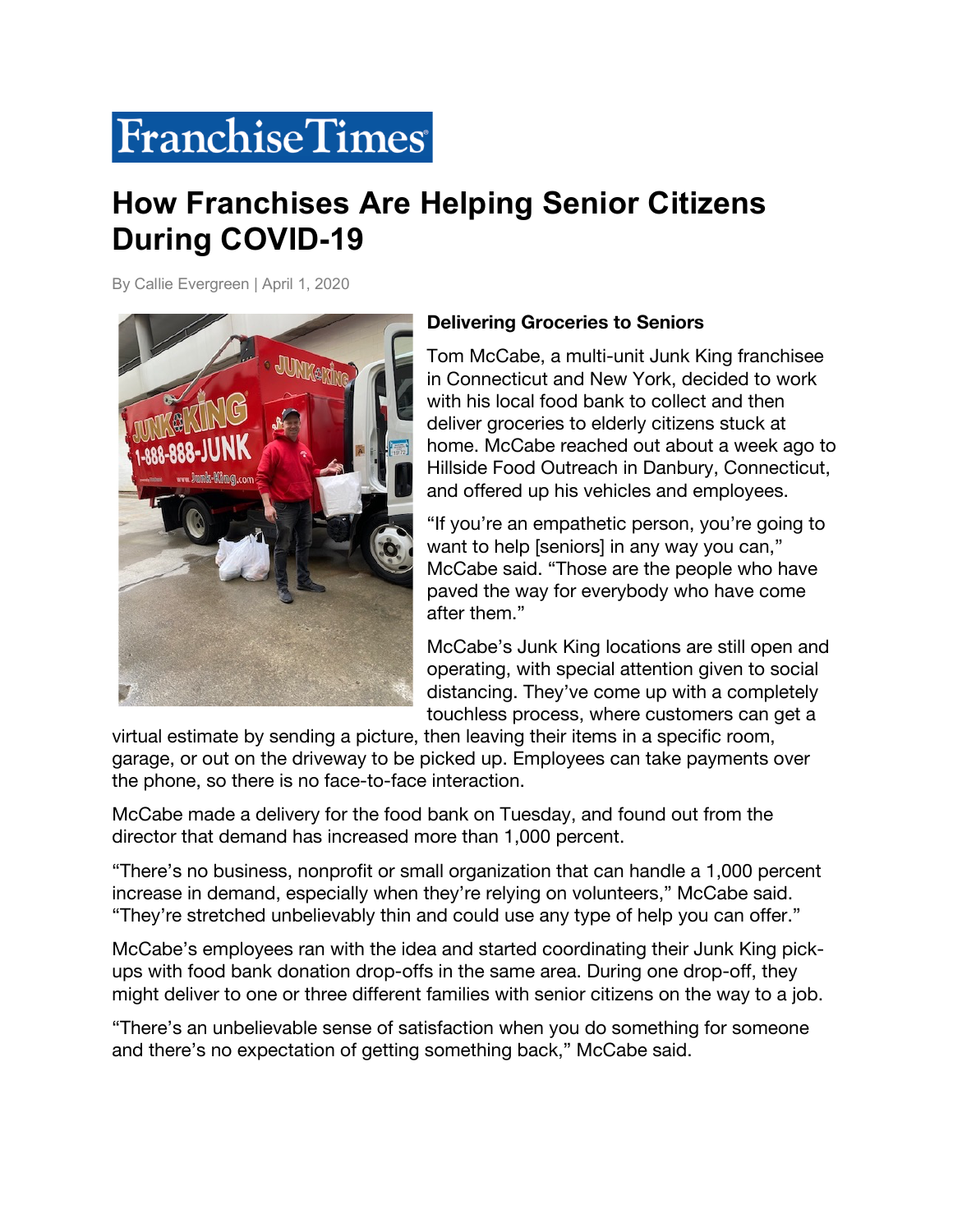# Franchise Times

## How Franchises Are Helping Senior Citizens During COVID-19

By Callie Evergreen | April 1, 2020

### Delivering Groceries to Seniors

Tom McCabe, a multi-unit Junk King franchisee in Connecticut and New York, decided to work with his local food bank to collect and then deliver groceries to elderly citizens stuck at home. McCabe reached out about a week ago to Hillside Food Outreach in Danbury, Connecticut, and offered up his vehicles and employees.

"If you're an empathetic person, you're going to want to help [seniors] in any way you can," McCabe said. "Those are the people who have paved the way for everybody who have come after them."

McCabe's Junk King locations are still open and operating, with special attention given to social distancing. They've come up with a completely touchless process, where customers can get a virtual estimate by sending a picture, then leaving their items in a specific room, garage, or out on the driveway to be picked up. Employees can take payments over the phone, so there is no face-to-face interaction.

McCabe made a delivery for the food bank on Tuesday, and found out from the director that demand has increased more than 1,000 percent.

"There's no business, nonprofit or small organization that can handle a 1,000 percent increase in demand, especially when they're relying on volunteers," McCabe said. "They're stretched unbelievably thin and could use any type of help you can offer."

McCabe's employees ran with the idea and started coordinating their Junk King pick-ups with food bank donation drop-offs in the same area. During one drop-off, they might deliver to one or three different families with senior citizens on the way to a job.

"There's an unbelievable sense of satisfaction when you do something for someone and there's no expectation of getting something back," McCabe said.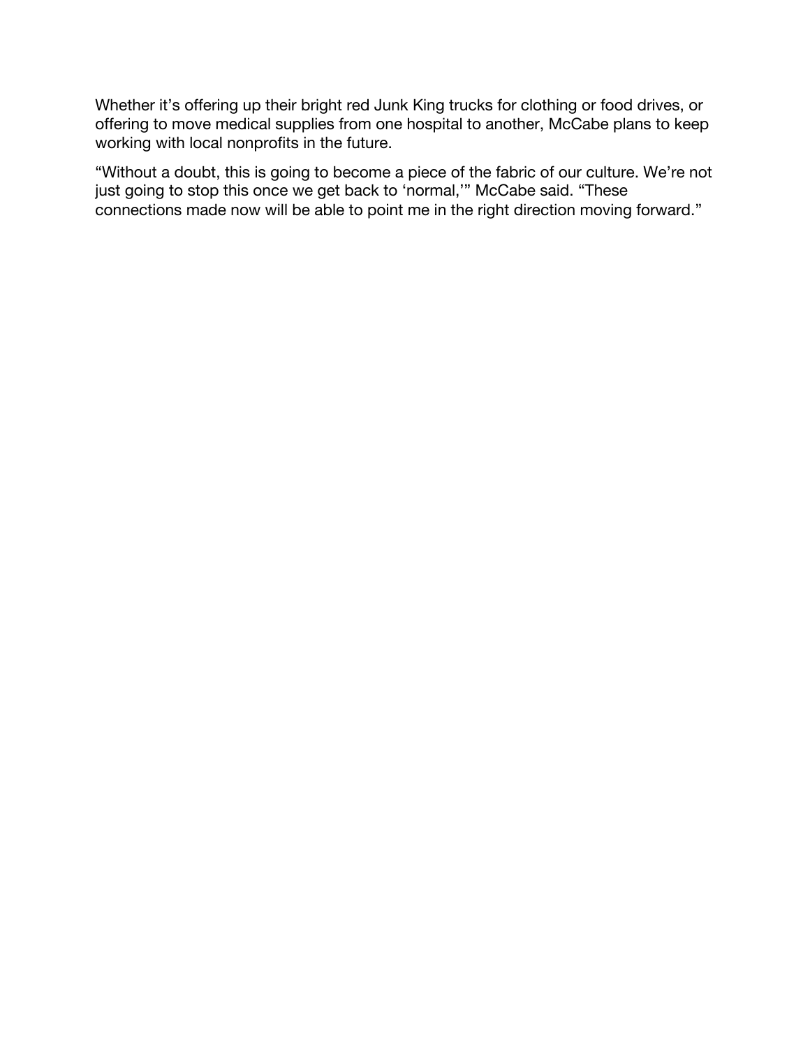Whether it’s offering up their bright red Junk King trucks for clothing or food drives, or offering to move medical supplies from one hospital to another, McCabe plans to keep working with local nonprofits in the future.

“Without a doubt, this is going to become a piece of the fabric of our culture. We’re not just going to stop this once we get back to ‘normal,’” McCabe said. “These connections made now will be able to point me in the right direction moving forward.”